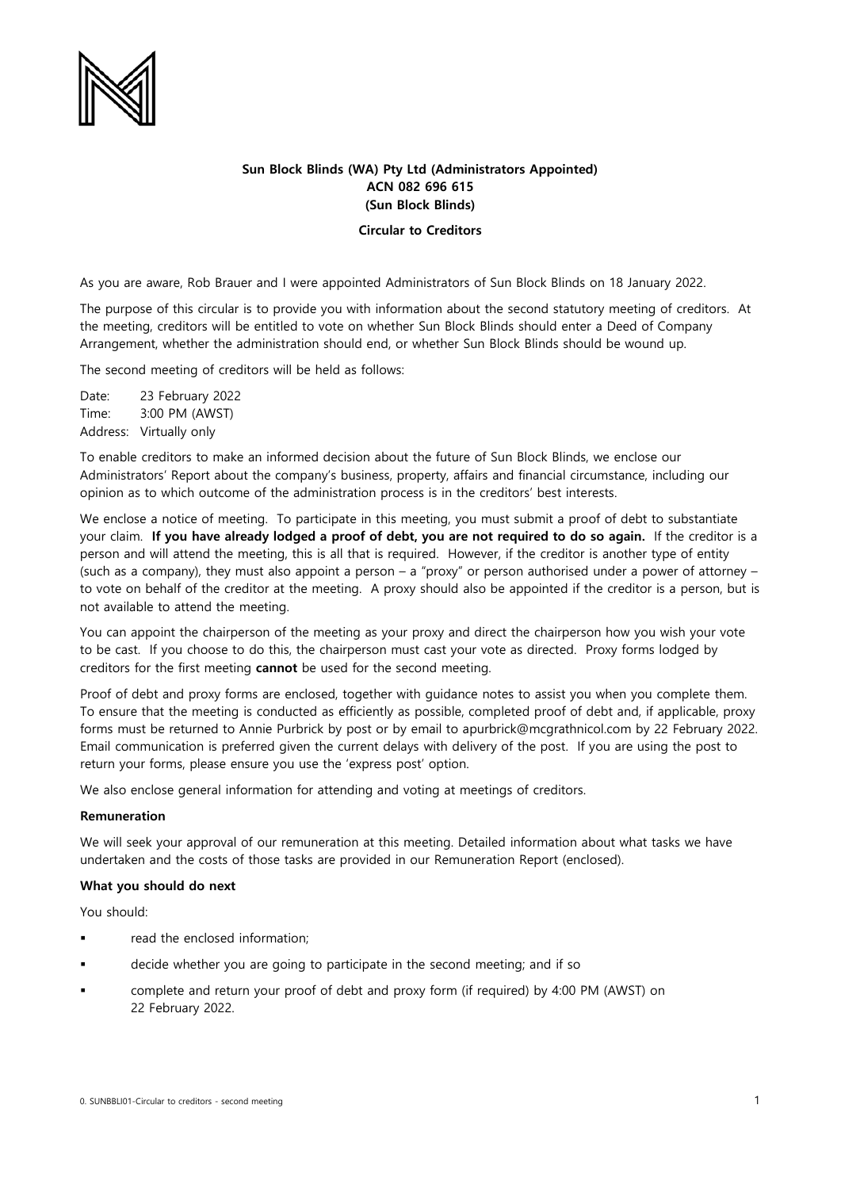**Sun Block Blinds (WA) Pty Ltd (Administrators Appointed)**
**ACN 082 696 615**
**(Sun Block Blinds)**

**Circular to Creditors**

As you are aware, Rob Brauer and I were appointed Administrators of Sun Block Blinds on 18 January 2022.

The purpose of this circular is to provide you with information about the second statutory meeting of creditors. At the meeting, creditors will be entitled to vote on whether Sun Block Blinds should enter a Deed of Company Arrangement, whether the administration should end, or whether Sun Block Blinds should be wound up.

The second meeting of creditors will be held as follows:

Date: 23 February 2022
Time: 3:00 PM (AWST)
Address: Virtually only

To enable creditors to make an informed decision about the future of Sun Block Blinds, we enclose our Administrators' Report about the company's business, property, affairs and financial circumstance, including our opinion as to which outcome of the administration process is in the creditors' best interests.

We enclose a notice of meeting. To participate in this meeting, you must submit a proof of debt to substantiate your claim. **If you have already lodged a proof of debt, you are not required to do so again.** If the creditor is a person and will attend the meeting, this is all that is required. However, if the creditor is another type of entity (such as a company), they must also appoint a person – a "proxy" or person authorised under a power of attorney – to vote on behalf of the creditor at the meeting. A proxy should also be appointed if the creditor is a person, but is not available to attend the meeting.

You can appoint the chairperson of the meeting as your proxy and direct the chairperson how you wish your vote to be cast. If you choose to do this, the chairperson must cast your vote as directed. Proxy forms lodged by creditors for the first meeting **cannot** be used for the second meeting.

Proof of debt and proxy forms are enclosed, together with guidance notes to assist you when you complete them. To ensure that the meeting is conducted as efficiently as possible, completed proof of debt and, if applicable, proxy forms must be returned to Annie Purbrick by post or by email to apurbrick@mcgrathnicol.com by 22 February 2022. Email communication is preferred given the current delays with delivery of the post. If you are using the post to return your forms, please ensure you use the 'express post' option.

We also enclose general information for attending and voting at meetings of creditors.

**Remuneration**

We will seek your approval of our remuneration at this meeting. Detailed information about what tasks we have undertaken and the costs of those tasks are provided in our Remuneration Report (enclosed).

**What you should do next**

You should:

- read the enclosed information;
- decide whether you are going to participate in the second meeting; and if so
- complete and return your proof of debt and proxy form (if required) by 4:00 PM (AWST) on 22 February 2022.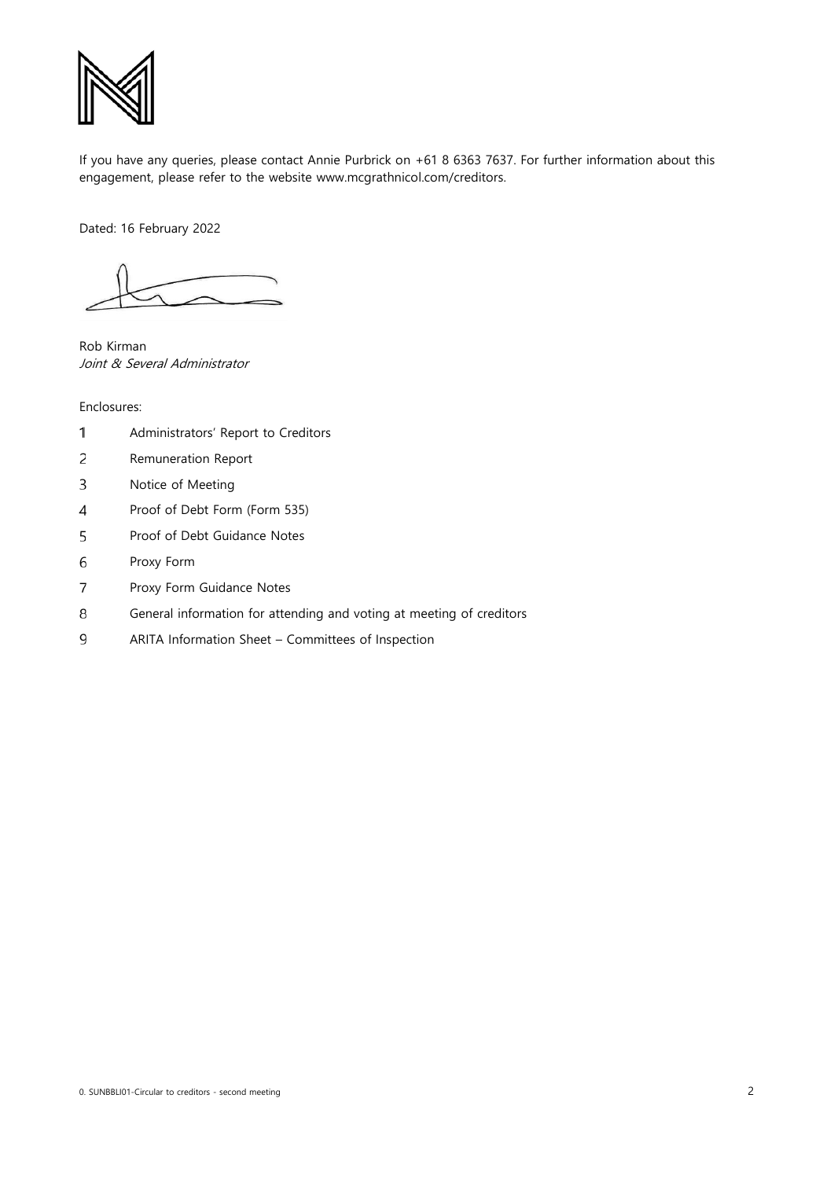If you have any queries, please contact Annie Purbrick on +61 8 6363 7637. For further information about this engagement, please refer to the website www.mcgrathnicol.com/creditors.

Dated: 16 February 2022

Rob Kirman
*Joint & Several Administrator*

Enclosures:

1 Administrators' Report to Creditors
2 Remuneration Report
3 Notice of Meeting
4 Proof of Debt Form (Form 535)
5 Proof of Debt Guidance Notes
6 Proxy Form
7 Proxy Form Guidance Notes
8 General information for attending and voting at meeting of creditors
9 ARITA Information Sheet – Committees of Inspection